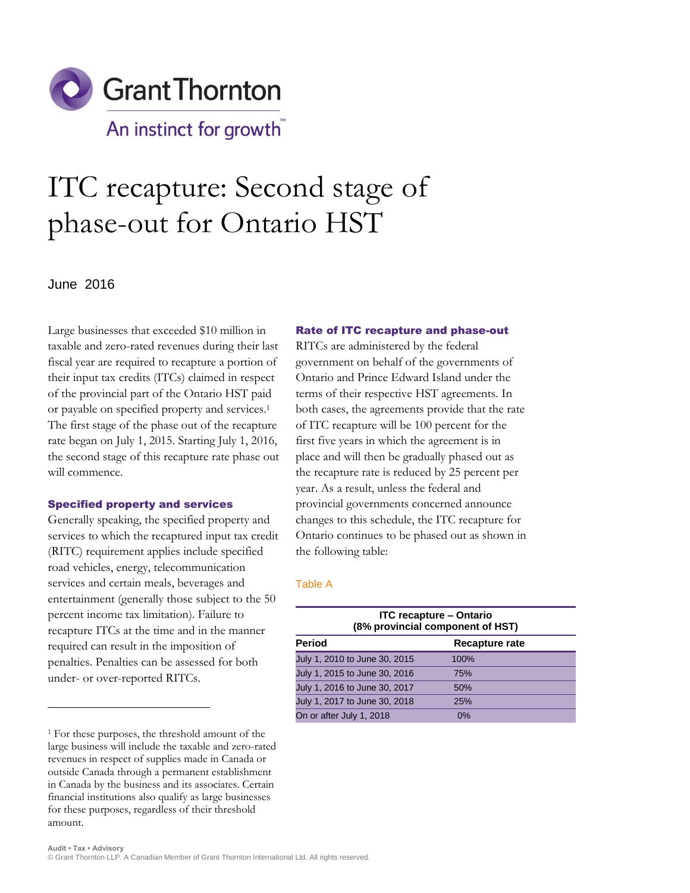Grant Thornton

An instinct for growth™

# ITC recapture: Second stage of phase-out for Ontario HST

June 2016

Large businesses that exceeded $10 million in taxable and zero-rated revenues during their last fiscal year are required to recapture a portion of their input tax credits (ITCs) claimed in respect of the provincial part of the Ontario HST paid or payable on specified property and services.[1] The first stage of the phase out of the recapture rate began on July 1, 2015. Starting July 1, 2016, the second stage of this recapture rate phase out will commence.

## Specified property and services

Generally speaking, the specified property and services to which the recaptured input tax credit (RITC) requirement applies include specified road vehicles, energy, telecommunication services and certain meals, beverages and entertainment (generally those subject to the 50 percent income tax limitation). Failure to recapture ITCs at the time and in the manner required can result in the imposition of penalties. Penalties can be assessed for both under- or over-reported RITCs.

## Rate of ITC recapture and phase-out

RITCs are administered by the federal government on behalf of the governments of Ontario and Prince Edward Island under the terms of their respective HST agreements. In both cases, the agreements provide that the rate of ITC recapture will be 100 percent for the first five years in which the agreement is in place and will then be gradually phased out as the recapture rate is reduced by 25 percent per year. As a result, unless the federal and provincial governments concerned announce changes to this schedule, the ITC recapture for Ontario continues to be phased out as shown in the following table:

Table A

| ITC recapture – Ontario (8% provincial component of HST) | |
|---|---|
| **Period** | **Recapture rate** |
| July 1, 2010 to June 30, 2015 | 100% |
| July 1, 2015 to June 30, 2016 | 75% |
| July 1, 2016 to June 30, 2017 | 50% |
| July 1, 2017 to June 30, 2018 | 25% |
| On or after July 1, 2018 | 0% |

---

[1] For these purposes, the threshold amount of the large business will include the taxable and zero-rated revenues in respect of supplies made in Canada or outside Canada through a permanent establishment in Canada by the business and its associates. Certain financial institutions also qualify as large businesses for these purposes, regardless of their threshold amount.

Audit • Tax • Advisory
© Grant Thornton LLP. A Canadian Member of Grant Thornton International Ltd. All rights reserved.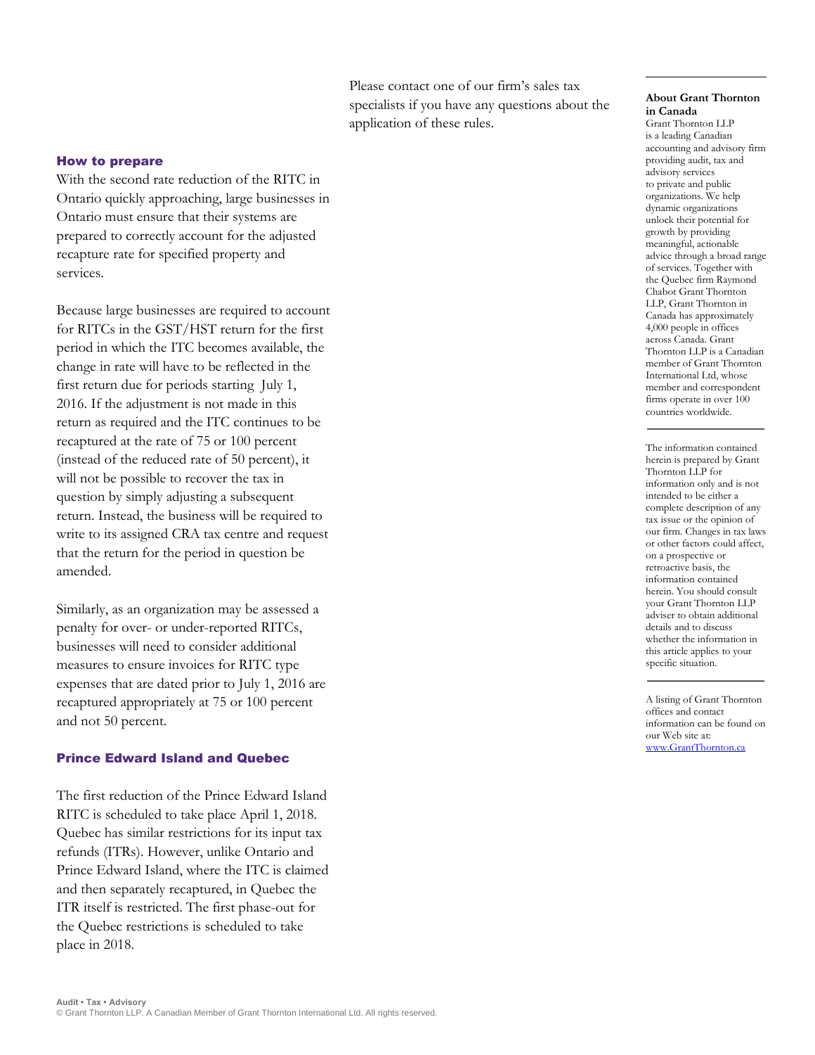## How to prepare

With the second rate reduction of the RITC in Ontario quickly approaching, large businesses in Ontario must ensure that their systems are prepared to correctly account for the adjusted recapture rate for specified property and services.

Because large businesses are required to account for RITCs in the GST/HST return for the first period in which the ITC becomes available, the change in rate will have to be reflected in the first return due for periods starting July 1, 2016. If the adjustment is not made in this return as required and the ITC continues to be recaptured at the rate of 75 or 100 percent (instead of the reduced rate of 50 percent), it will not be possible to recover the tax in question by simply adjusting a subsequent return. Instead, the business will be required to write to its assigned CRA tax centre and request that the return for the period in question be amended.

Similarly, as an organization may be assessed a penalty for over- or under-reported RITCs, businesses will need to consider additional measures to ensure invoices for RITC type expenses that are dated prior to July 1, 2016 are recaptured appropriately at 75 or 100 percent and not 50 percent.

## Prince Edward Island and Quebec

The first reduction of the Prince Edward Island RITC is scheduled to take place April 1, 2018. Quebec has similar restrictions for its input tax refunds (ITRs). However, unlike Ontario and Prince Edward Island, where the ITC is claimed and then separately recaptured, in Quebec the ITR itself is restricted. The first phase-out for the Quebec restrictions is scheduled to take place in 2018.

Please contact one of our firm's sales tax specialists if you have any questions about the application of these rules.

**About Grant Thornton in Canada**

Grant Thornton LLP is a leading Canadian accounting and advisory firm providing audit, tax and advisory services to private and public organizations. We help dynamic organizations unlock their potential for growth by providing meaningful, actionable advice through a broad range of services. Together with the Quebec firm Raymond Chabot Grant Thornton LLP, Grant Thornton in Canada has approximately 4,000 people in offices across Canada. Grant Thornton LLP is a Canadian member of Grant Thornton International Ltd, whose member and correspondent firms operate in over 100 countries worldwide.

The information contained herein is prepared by Grant Thornton LLP for information only and is not intended to be either a complete description of any tax issue or the opinion of our firm. Changes in tax laws or other factors could affect, on a prospective or retroactive basis, the information contained herein. You should consult your Grant Thornton LLP adviser to obtain additional details and to discuss whether the information in this article applies to your specific situation.

A listing of Grant Thornton offices and contact information can be found on our Web site at: [www.GrantThornton.ca](http://www.GrantThornton.ca)

**Audit • Tax • Advisory**
© Grant Thornton LLP. A Canadian Member of Grant Thornton International Ltd. All rights reserved.